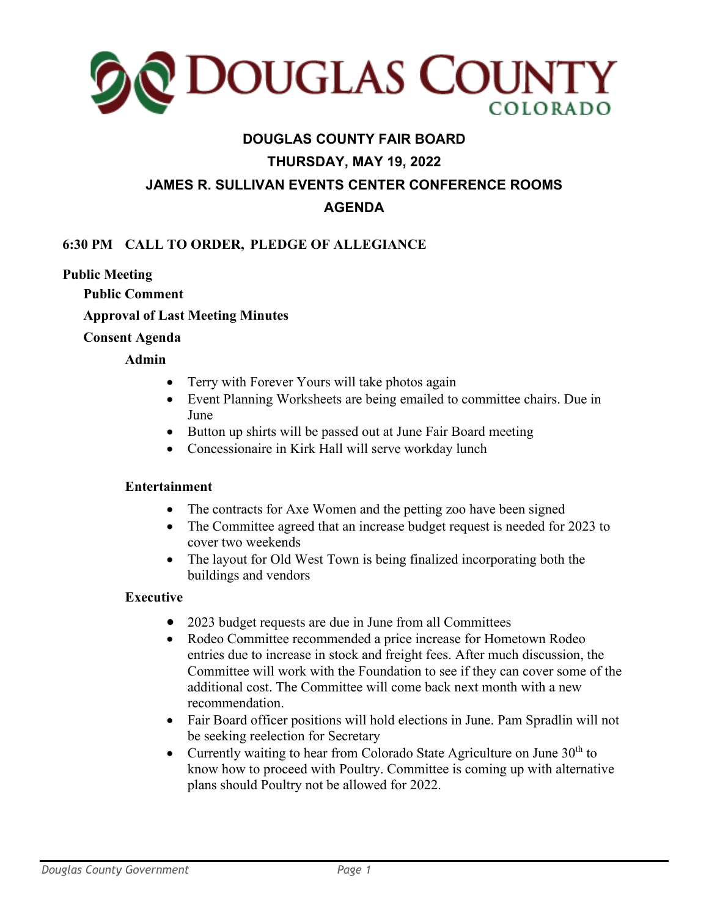# DOUGLAS COUNTY COLORADO

## DOUGLAS COUNTY FAIR BOARD

## THURSDAY, MAY 19, 2022

## JAMES R. SULLIVAN EVENTS CENTER CONFERENCE ROOMS

## AGENDA

**6:30 PM CALL TO ORDER, PLEDGE OF ALLEGIANCE**

**Public Meeting**

**Public Comment**

**Approval of Last Meeting Minutes**

**Consent Agenda**

**Admin**

- Terry with Forever Yours will take photos again
- Event Planning Worksheets are being emailed to committee chairs. Due in June
- Button up shirts will be passed out at June Fair Board meeting
- Concessionaire in Kirk Hall will serve workday lunch

**Entertainment**

- The contracts for Axe Women and the petting zoo have been signed
- The Committee agreed that an increase budget request is needed for 2023 to cover two weekends
- The layout for Old West Town is being finalized incorporating both the buildings and vendors

**Executive**

- 2023 budget requests are due in June from all Committees
- Rodeo Committee recommended a price increase for Hometown Rodeo entries due to increase in stock and freight fees. After much discussion, the Committee will work with the Foundation to see if they can cover some of the additional cost. The Committee will come back next month with a new recommendation.
- Fair Board officer positions will hold elections in June. Pam Spradlin will not be seeking reelection for Secretary
- Currently waiting to hear from Colorado State Agriculture on June 30th to know how to proceed with Poultry. Committee is coming up with alternative plans should Poultry not be allowed for 2022.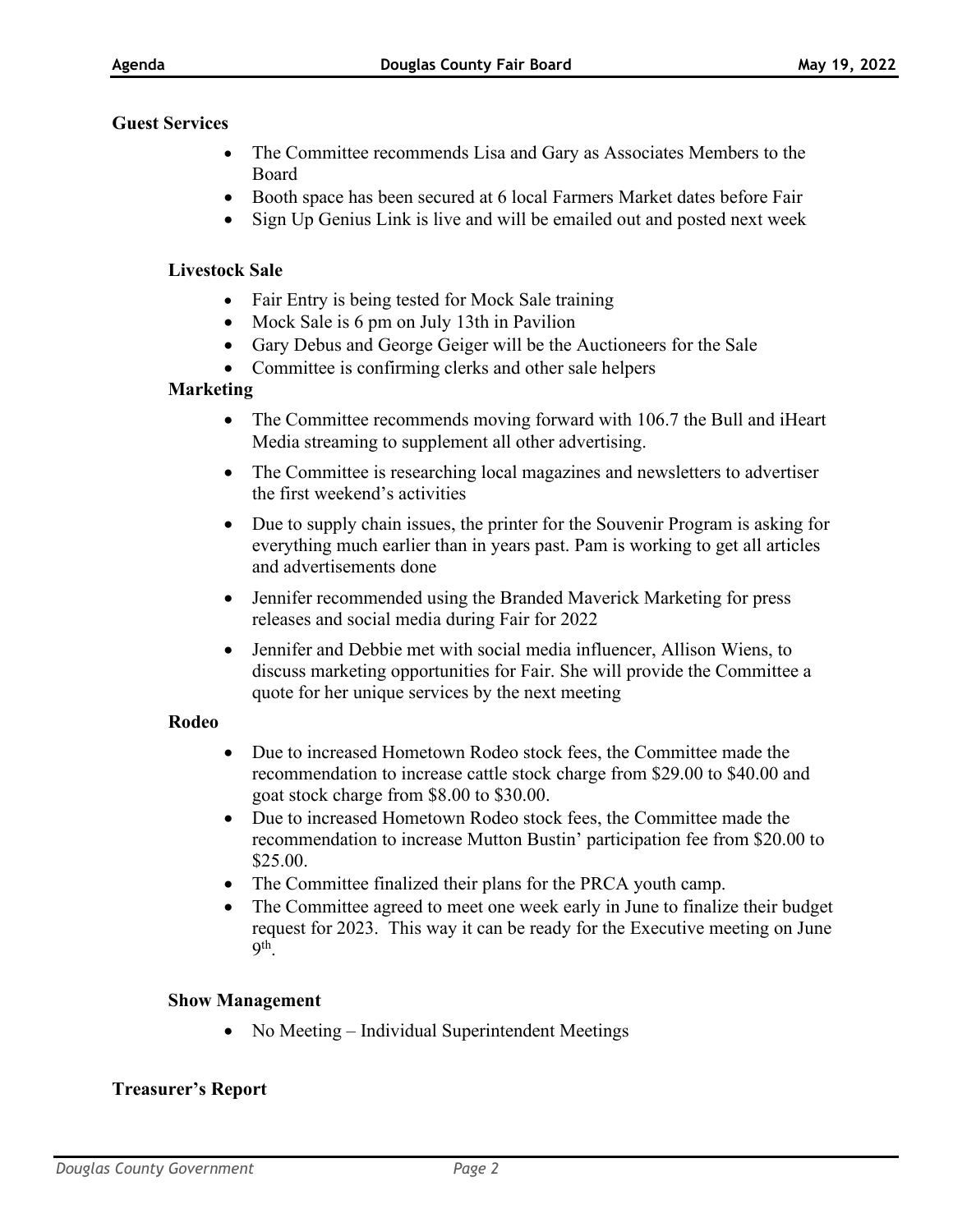**Guest Services**

- The Committee recommends Lisa and Gary as Associates Members to the Board
- Booth space has been secured at 6 local Farmers Market dates before Fair
- Sign Up Genius Link is live and will be emailed out and posted next week

**Livestock Sale**

- Fair Entry is being tested for Mock Sale training
- Mock Sale is 6 pm on July 13th in Pavilion
- Gary Debus and George Geiger will be the Auctioneers for the Sale
- Committee is confirming clerks and other sale helpers

**Marketing**

- The Committee recommends moving forward with 106.7 the Bull and iHeart Media streaming to supplement all other advertising.
- The Committee is researching local magazines and newsletters to advertiser the first weekend's activities
- Due to supply chain issues, the printer for the Souvenir Program is asking for everything much earlier than in years past. Pam is working to get all articles and advertisements done
- Jennifer recommended using the Branded Maverick Marketing for press releases and social media during Fair for 2022
- Jennifer and Debbie met with social media influencer, Allison Wiens, to discuss marketing opportunities for Fair. She will provide the Committee a quote for her unique services by the next meeting

**Rodeo**

- Due to increased Hometown Rodeo stock fees, the Committee made the recommendation to increase cattle stock charge from $29.00 to $40.00 and goat stock charge from $8.00 to $30.00.
- Due to increased Hometown Rodeo stock fees, the Committee made the recommendation to increase Mutton Bustin' participation fee from $20.00 to $25.00.
- The Committee finalized their plans for the PRCA youth camp.
- The Committee agreed to meet one week early in June to finalize their budget request for 2023. This way it can be ready for the Executive meeting on June 9th.

**Show Management**

- No Meeting – Individual Superintendent Meetings

**Treasurer's Report**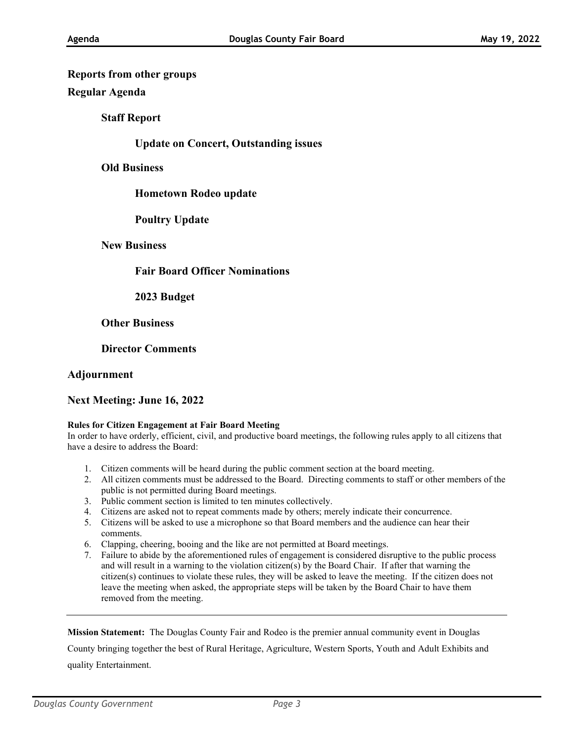**Reports from other groups**

**Regular Agenda**

**Staff Report**

**Update on Concert, Outstanding issues**

**Old Business**

**Hometown Rodeo update**

**Poultry Update**

**New Business**

**Fair Board Officer Nominations**

**2023 Budget**

**Other Business**

**Director Comments**

**Adjournment**

**Next Meeting: June 16, 2022**

**Rules for Citizen Engagement at Fair Board Meeting**

In order to have orderly, efficient, civil, and productive board meetings, the following rules apply to all citizens that have a desire to address the Board:

1. Citizen comments will be heard during the public comment section at the board meeting.
2. All citizen comments must be addressed to the Board. Directing comments to staff or other members of the public is not permitted during Board meetings.
3. Public comment section is limited to ten minutes collectively.
4. Citizens are asked not to repeat comments made by others; merely indicate their concurrence.
5. Citizens will be asked to use a microphone so that Board members and the audience can hear their comments.
6. Clapping, cheering, booing and the like are not permitted at Board meetings.
7. Failure to abide by the aforementioned rules of engagement is considered disruptive to the public process and will result in a warning to the violation citizen(s) by the Board Chair. If after that warning the citizen(s) continues to violate these rules, they will be asked to leave the meeting. If the citizen does not leave the meeting when asked, the appropriate steps will be taken by the Board Chair to have them removed from the meeting.

---

**Mission Statement:** The Douglas County Fair and Rodeo is the premier annual community event in Douglas County bringing together the best of Rural Heritage, Agriculture, Western Sports, Youth and Adult Exhibits and quality Entertainment.